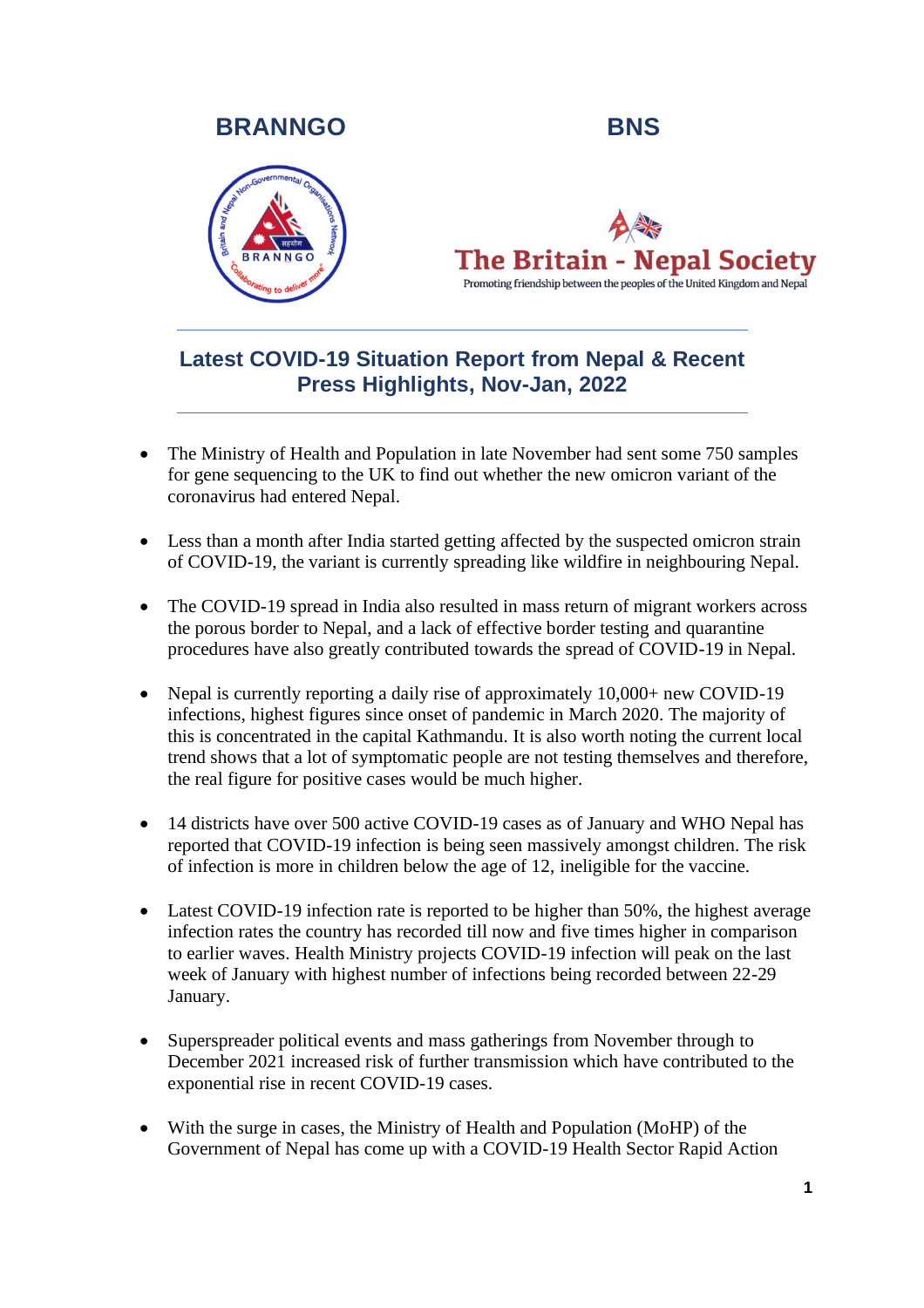**BRANNGO** **BNS**

# Latest COVID-19 Situation Report from Nepal & Recent Press Highlights, Nov-Jan, 2022

- The Ministry of Health and Population in late November had sent some 750 samples for gene sequencing to the UK to find out whether the new omicron variant of the coronavirus had entered Nepal.

- Less than a month after India started getting affected by the suspected omicron strain of COVID-19, the variant is currently spreading like wildfire in neighbouring Nepal.

- The COVID-19 spread in India also resulted in mass return of migrant workers across the porous border to Nepal, and a lack of effective border testing and quarantine procedures have also greatly contributed towards the spread of COVID-19 in Nepal.

- Nepal is currently reporting a daily rise of approximately 10,000+ new COVID-19 infections, highest figures since onset of pandemic in March 2020. The majority of this is concentrated in the capital Kathmandu. It is also worth noting the current local trend shows that a lot of symptomatic people are not testing themselves and therefore, the real figure for positive cases would be much higher.

- 14 districts have over 500 active COVID-19 cases as of January and WHO Nepal has reported that COVID-19 infection is being seen massively amongst children. The risk of infection is more in children below the age of 12, ineligible for the vaccine.

- Latest COVID-19 infection rate is reported to be higher than 50%, the highest average infection rates the country has recorded till now and five times higher in comparison to earlier waves. Health Ministry projects COVID-19 infection will peak on the last week of January with highest number of infections being recorded between 22-29 January.

- Superspreader political events and mass gatherings from November through to December 2021 increased risk of further transmission which have contributed to the exponential rise in recent COVID-19 cases.

- With the surge in cases, the Ministry of Health and Population (MoHP) of the Government of Nepal has come up with a COVID-19 Health Sector Rapid Action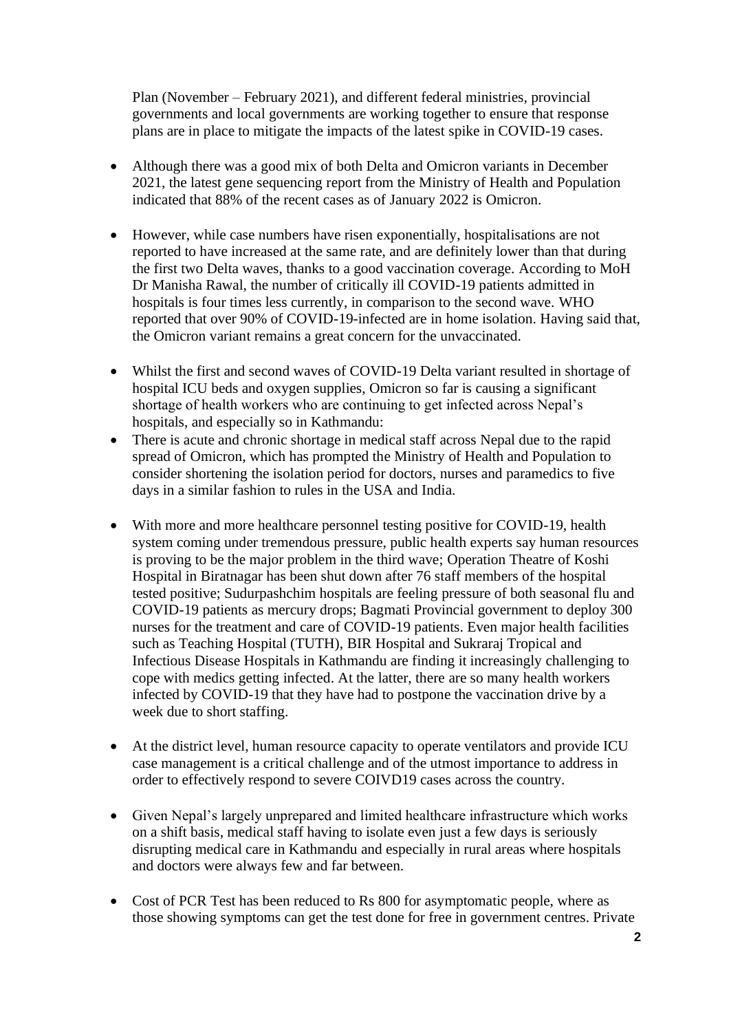Plan (November – February 2021), and different federal ministries, provincial governments and local governments are working together to ensure that response plans are in place to mitigate the impacts of the latest spike in COVID-19 cases.

- Although there was a good mix of both Delta and Omicron variants in December 2021, the latest gene sequencing report from the Ministry of Health and Population indicated that 88% of the recent cases as of January 2022 is Omicron.

- However, while case numbers have risen exponentially, hospitalisations are not reported to have increased at the same rate, and are definitely lower than that during the first two Delta waves, thanks to a good vaccination coverage. According to MoH Dr Manisha Rawal, the number of critically ill COVID-19 patients admitted in hospitals is four times less currently, in comparison to the second wave. WHO reported that over 90% of COVID-19-infected are in home isolation. Having said that, the Omicron variant remains a great concern for the unvaccinated.

- Whilst the first and second waves of COVID-19 Delta variant resulted in shortage of hospital ICU beds and oxygen supplies, Omicron so far is causing a significant shortage of health workers who are continuing to get infected across Nepal's hospitals, and especially so in Kathmandu:
- There is acute and chronic shortage in medical staff across Nepal due to the rapid spread of Omicron, which has prompted the Ministry of Health and Population to consider shortening the isolation period for doctors, nurses and paramedics to five days in a similar fashion to rules in the USA and India.

- With more and more healthcare personnel testing positive for COVID-19, health system coming under tremendous pressure, public health experts say human resources is proving to be the major problem in the third wave; Operation Theatre of Koshi Hospital in Biratnagar has been shut down after 76 staff members of the hospital tested positive; Sudurpashchim hospitals are feeling pressure of both seasonal flu and COVID-19 patients as mercury drops; Bagmati Provincial government to deploy 300 nurses for the treatment and care of COVID-19 patients. Even major health facilities such as Teaching Hospital (TUTH), BIR Hospital and Sukraraj Tropical and Infectious Disease Hospitals in Kathmandu are finding it increasingly challenging to cope with medics getting infected. At the latter, there are so many health workers infected by COVID-19 that they have had to postpone the vaccination drive by a week due to short staffing.

- At the district level, human resource capacity to operate ventilators and provide ICU case management is a critical challenge and of the utmost importance to address in order to effectively respond to severe COIVD19 cases across the country.

- Given Nepal's largely unprepared and limited healthcare infrastructure which works on a shift basis, medical staff having to isolate even just a few days is seriously disrupting medical care in Kathmandu and especially in rural areas where hospitals and doctors were always few and far between.

- Cost of PCR Test has been reduced to Rs 800 for asymptomatic people, where as those showing symptoms can get the test done for free in government centres. Private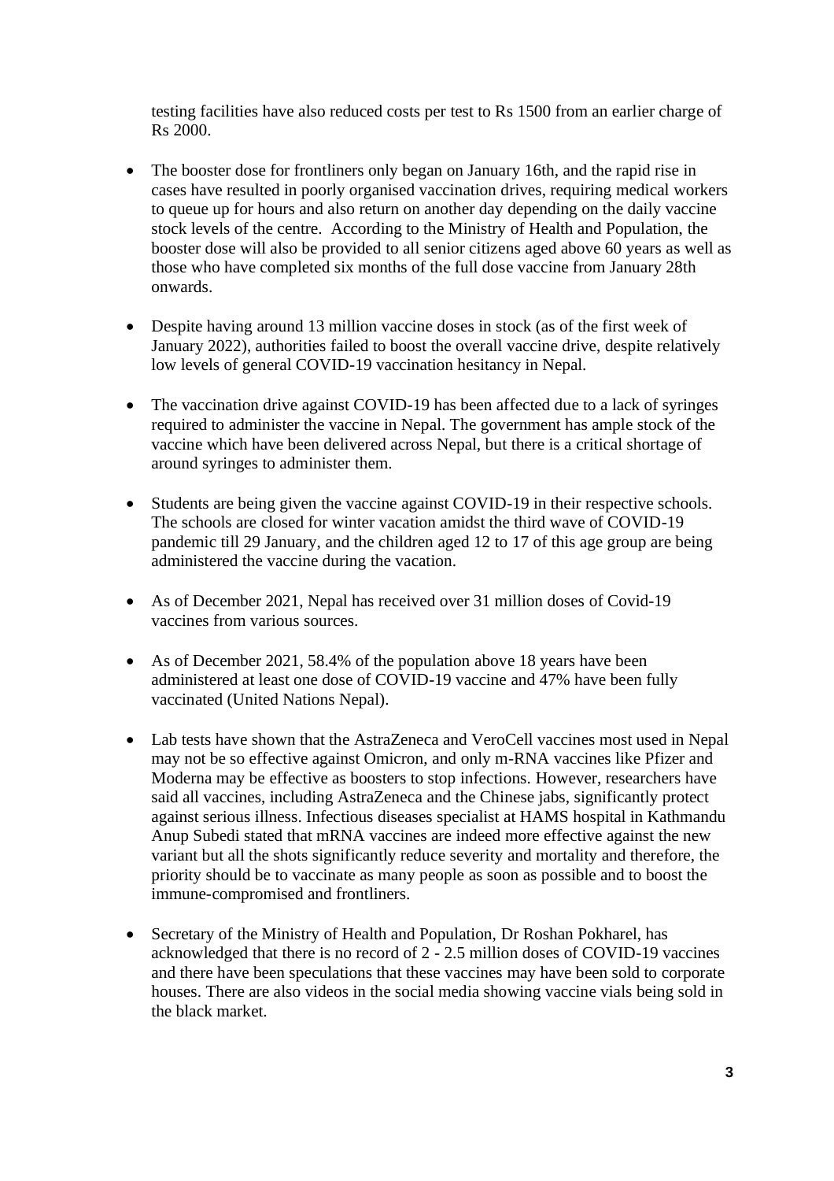testing facilities have also reduced costs per test to Rs 1500 from an earlier charge of Rs 2000.

- The booster dose for frontliners only began on January 16th, and the rapid rise in cases have resulted in poorly organised vaccination drives, requiring medical workers to queue up for hours and also return on another day depending on the daily vaccine stock levels of the centre. According to the Ministry of Health and Population, the booster dose will also be provided to all senior citizens aged above 60 years as well as those who have completed six months of the full dose vaccine from January 28th onwards.

- Despite having around 13 million vaccine doses in stock (as of the first week of January 2022), authorities failed to boost the overall vaccine drive, despite relatively low levels of general COVID-19 vaccination hesitancy in Nepal.

- The vaccination drive against COVID-19 has been affected due to a lack of syringes required to administer the vaccine in Nepal. The government has ample stock of the vaccine which have been delivered across Nepal, but there is a critical shortage of around syringes to administer them.

- Students are being given the vaccine against COVID-19 in their respective schools. The schools are closed for winter vacation amidst the third wave of COVID-19 pandemic till 29 January, and the children aged 12 to 17 of this age group are being administered the vaccine during the vacation.

- As of December 2021, Nepal has received over 31 million doses of Covid-19 vaccines from various sources.

- As of December 2021, 58.4% of the population above 18 years have been administered at least one dose of COVID-19 vaccine and 47% have been fully vaccinated (United Nations Nepal).

- Lab tests have shown that the AstraZeneca and VeroCell vaccines most used in Nepal may not be so effective against Omicron, and only m-RNA vaccines like Pfizer and Moderna may be effective as boosters to stop infections. However, researchers have said all vaccines, including AstraZeneca and the Chinese jabs, significantly protect against serious illness. Infectious diseases specialist at HAMS hospital in Kathmandu Anup Subedi stated that mRNA vaccines are indeed more effective against the new variant but all the shots significantly reduce severity and mortality and therefore, the priority should be to vaccinate as many people as soon as possible and to boost the immune-compromised and frontliners.

- Secretary of the Ministry of Health and Population, Dr Roshan Pokharel, has acknowledged that there is no record of 2 - 2.5 million doses of COVID-19 vaccines and there have been speculations that these vaccines may have been sold to corporate houses. There are also videos in the social media showing vaccine vials being sold in the black market.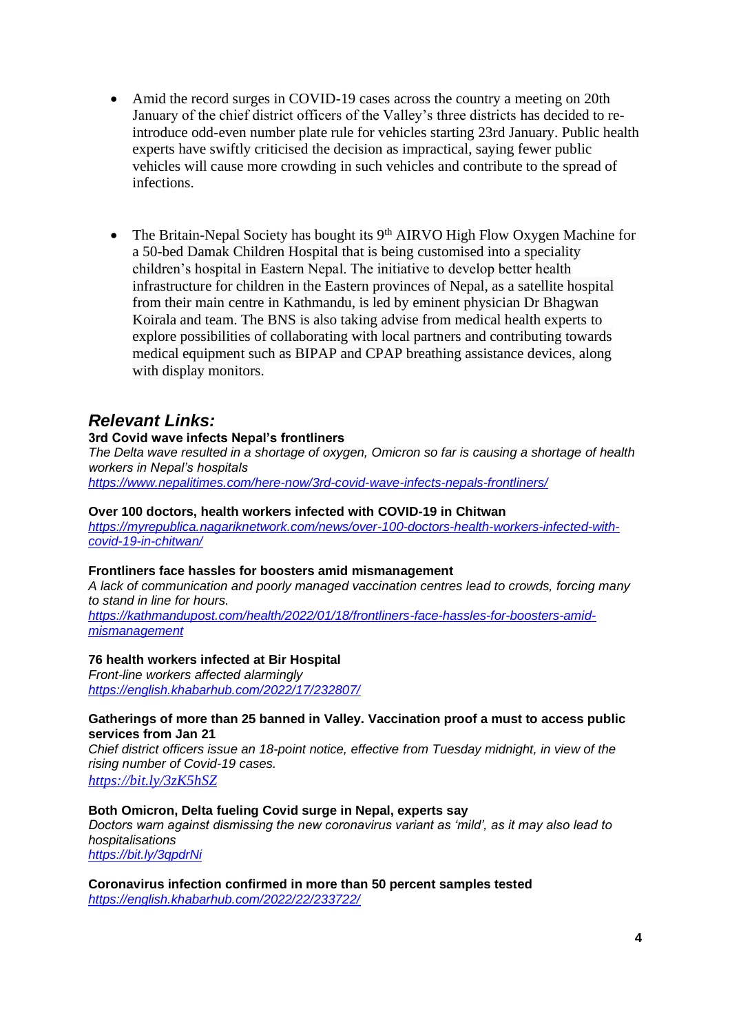- Amid the record surges in COVID-19 cases across the country a meeting on 20th January of the chief district officers of the Valley's three districts has decided to re-introduce odd-even number plate rule for vehicles starting 23rd January. Public health experts have swiftly criticised the decision as impractical, saying fewer public vehicles will cause more crowding in such vehicles and contribute to the spread of infections.

- The Britain-Nepal Society has bought its 9th AIRVO High Flow Oxygen Machine for a 50-bed Damak Children Hospital that is being customised into a speciality children's hospital in Eastern Nepal. The initiative to develop better health infrastructure for children in the Eastern provinces of Nepal, as a satellite hospital from their main centre in Kathmandu, is led by eminent physician Dr Bhagwan Koirala and team. The BNS is also taking advise from medical health experts to explore possibilities of collaborating with local partners and contributing towards medical equipment such as BIPAP and CPAP breathing assistance devices, along with display monitors.

## *Relevant Links:*

**3rd Covid wave infects Nepal's frontliners**
*The Delta wave resulted in a shortage of oxygen, Omicron so far is causing a shortage of health workers in Nepal's hospitals*
https://www.nepalitimes.com/here-now/3rd-covid-wave-infects-nepals-frontliners/

**Over 100 doctors, health workers infected with COVID-19 in Chitwan**
https://myrepublica.nagariknetwork.com/news/over-100-doctors-health-workers-infected-with-covid-19-in-chitwan/

**Frontliners face hassles for boosters amid mismanagement**
*A lack of communication and poorly managed vaccination centres lead to crowds, forcing many to stand in line for hours.*
https://kathmandupost.com/health/2022/01/18/frontliners-face-hassles-for-boosters-amid-mismanagement

**76 health workers infected at Bir Hospital**
*Front-line workers affected alarmingly*
https://english.khabarhub.com/2022/17/232807/

**Gatherings of more than 25 banned in Valley. Vaccination proof a must to access public services from Jan 21**
*Chief district officers issue an 18-point notice, effective from Tuesday midnight, in view of the rising number of Covid-19 cases.*
https://bit.ly/3zK5hSZ

**Both Omicron, Delta fueling Covid surge in Nepal, experts say**
*Doctors warn against dismissing the new coronavirus variant as 'mild', as it may also lead to hospitalisations*
https://bit.ly/3qpdrNi

**Coronavirus infection confirmed in more than 50 percent samples tested**
https://english.khabarhub.com/2022/22/233722/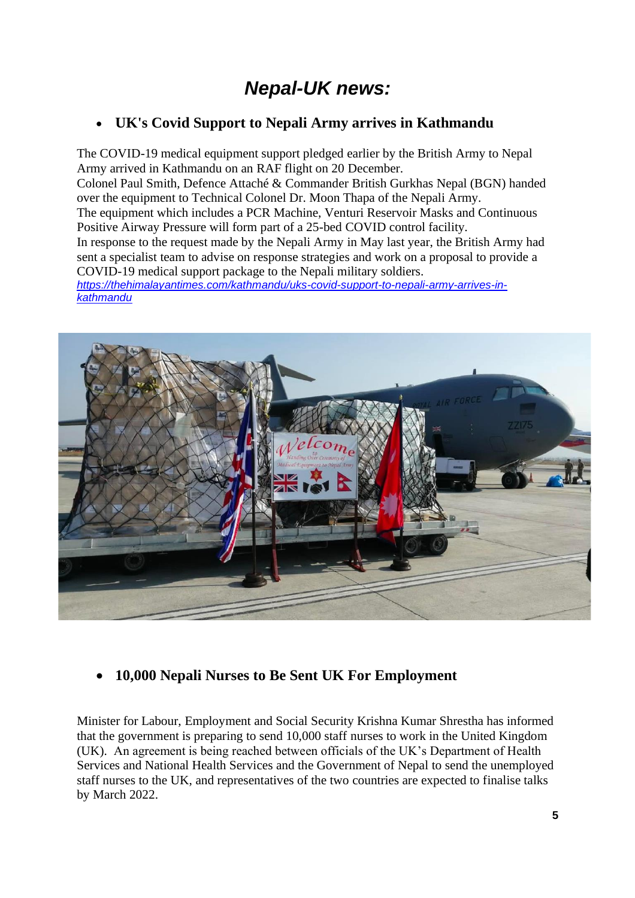# *Nepal-UK news:*

- **UK's Covid Support to Nepali Army arrives in Kathmandu**

The COVID-19 medical equipment support pledged earlier by the British Army to Nepal Army arrived in Kathmandu on an RAF flight on 20 December.
Colonel Paul Smith, Defence Attaché & Commander British Gurkhas Nepal (BGN) handed over the equipment to Technical Colonel Dr. Moon Thapa of the Nepali Army.
The equipment which includes a PCR Machine, Venturi Reservoir Masks and Continuous Positive Airway Pressure will form part of a 25-bed COVID control facility.
In response to the request made by the Nepali Army in May last year, the British Army had sent a specialist team to advise on response strategies and work on a proposal to provide a COVID-19 medical support package to the Nepali military soldiers.
*https://thehimalayantimes.com/kathmandu/uks-covid-support-to-nepali-army-arrives-in-kathmandu*

- **10,000 Nepali Nurses to Be Sent UK For Employment**

Minister for Labour, Employment and Social Security Krishna Kumar Shrestha has informed that the government is preparing to send 10,000 staff nurses to work in the United Kingdom (UK). An agreement is being reached between officials of the UK's Department of Health Services and National Health Services and the Government of Nepal to send the unemployed staff nurses to the UK, and representatives of the two countries are expected to finalise talks by March 2022.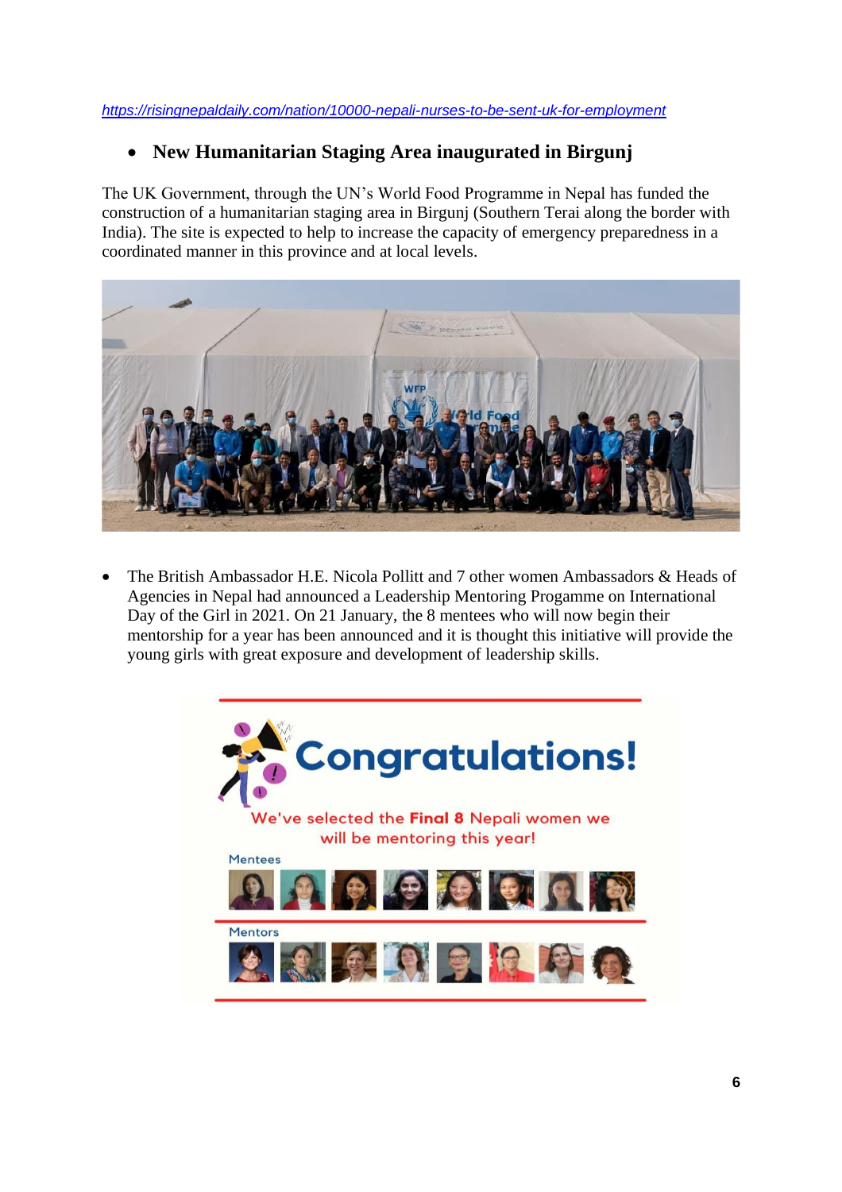https://risingnepaldaily.com/nation/10000-nepali-nurses-to-be-sent-uk-for-employment

- **New Humanitarian Staging Area inaugurated in Birgunj**

The UK Government, through the UN's World Food Programme in Nepal has funded the construction of a humanitarian staging area in Birgunj (Southern Terai along the border with India). The site is expected to help to increase the capacity of emergency preparedness in a coordinated manner in this province and at local levels.

- The British Ambassador H.E. Nicola Pollitt and 7 other women Ambassadors & Heads of Agencies in Nepal had announced a Leadership Mentoring Progamme on International Day of the Girl in 2021. On 21 January, the 8 mentees who will now begin their mentorship for a year has been announced and it is thought this initiative will provide the young girls with great exposure and development of leadership skills.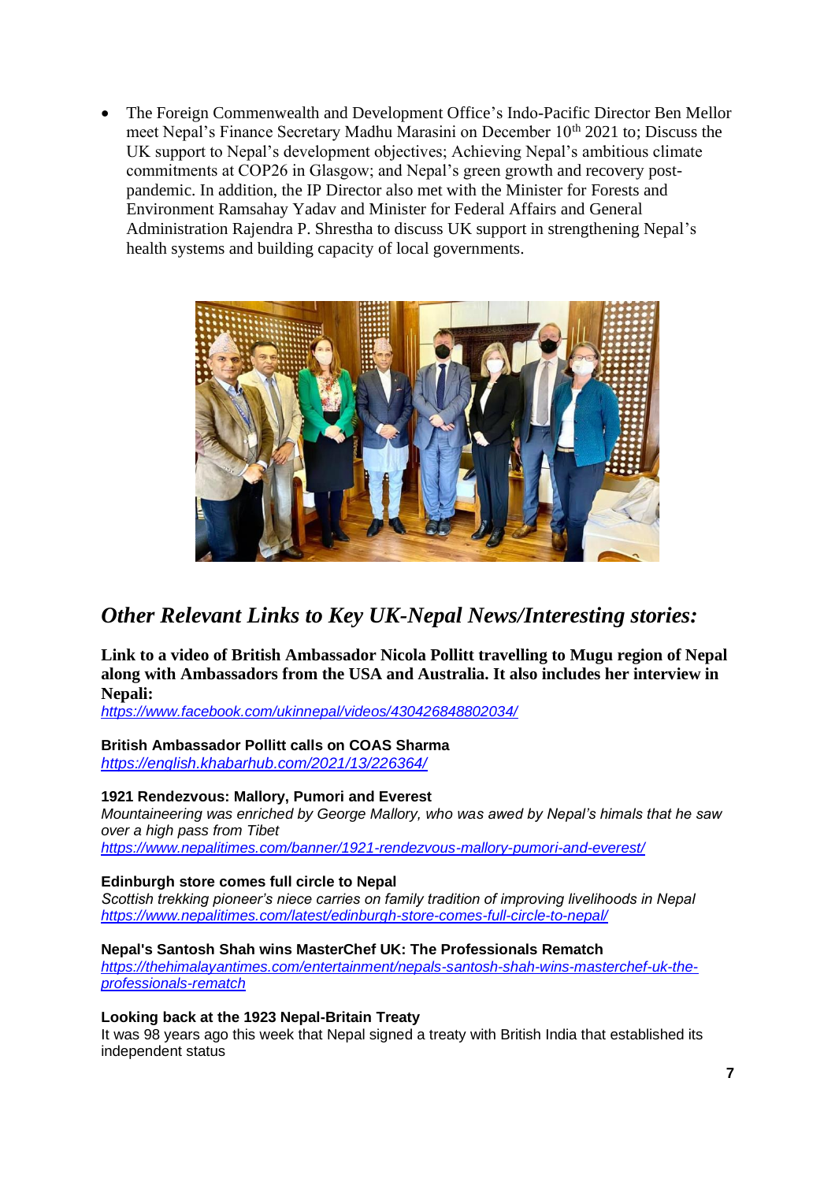- The Foreign Commenwealth and Development Office's Indo-Pacific Director Ben Mellor meet Nepal's Finance Secretary Madhu Marasini on December 10th 2021 to; Discuss the UK support to Nepal's development objectives; Achieving Nepal's ambitious climate commitments at COP26 in Glasgow; and Nepal's green growth and recovery post-pandemic. In addition, the IP Director also met with the Minister for Forests and Environment Ramsahay Yadav and Minister for Federal Affairs and General Administration Rajendra P. Shrestha to discuss UK support in strengthening Nepal's health systems and building capacity of local governments.

## *Other Relevant Links to Key UK-Nepal News/Interesting stories:*

**Link to a video of British Ambassador Nicola Pollitt travelling to Mugu region of Nepal along with Ambassadors from the USA and Australia. It also includes her interview in Nepali:**
*https://www.facebook.com/ukinnepal/videos/430426848802034/*

**British Ambassador Pollitt calls on COAS Sharma**
*https://english.khabarhub.com/2021/13/226364/*

**1921 Rendezvous: Mallory, Pumori and Everest**
*Mountaineering was enriched by George Mallory, who was awed by Nepal's himals that he saw over a high pass from Tibet*
*https://www.nepalitimes.com/banner/1921-rendezvous-mallory-pumori-and-everest/*

**Edinburgh store comes full circle to Nepal**
*Scottish trekking pioneer's niece carries on family tradition of improving livelihoods in Nepal*
*https://www.nepalitimes.com/latest/edinburgh-store-comes-full-circle-to-nepal/*

**Nepal's Santosh Shah wins MasterChef UK: The Professionals Rematch**
*https://thehimalayantimes.com/entertainment/nepals-santosh-shah-wins-masterchef-uk-the-professionals-rematch*

**Looking back at the 1923 Nepal-Britain Treaty**
It was 98 years ago this week that Nepal signed a treaty with British India that established its independent status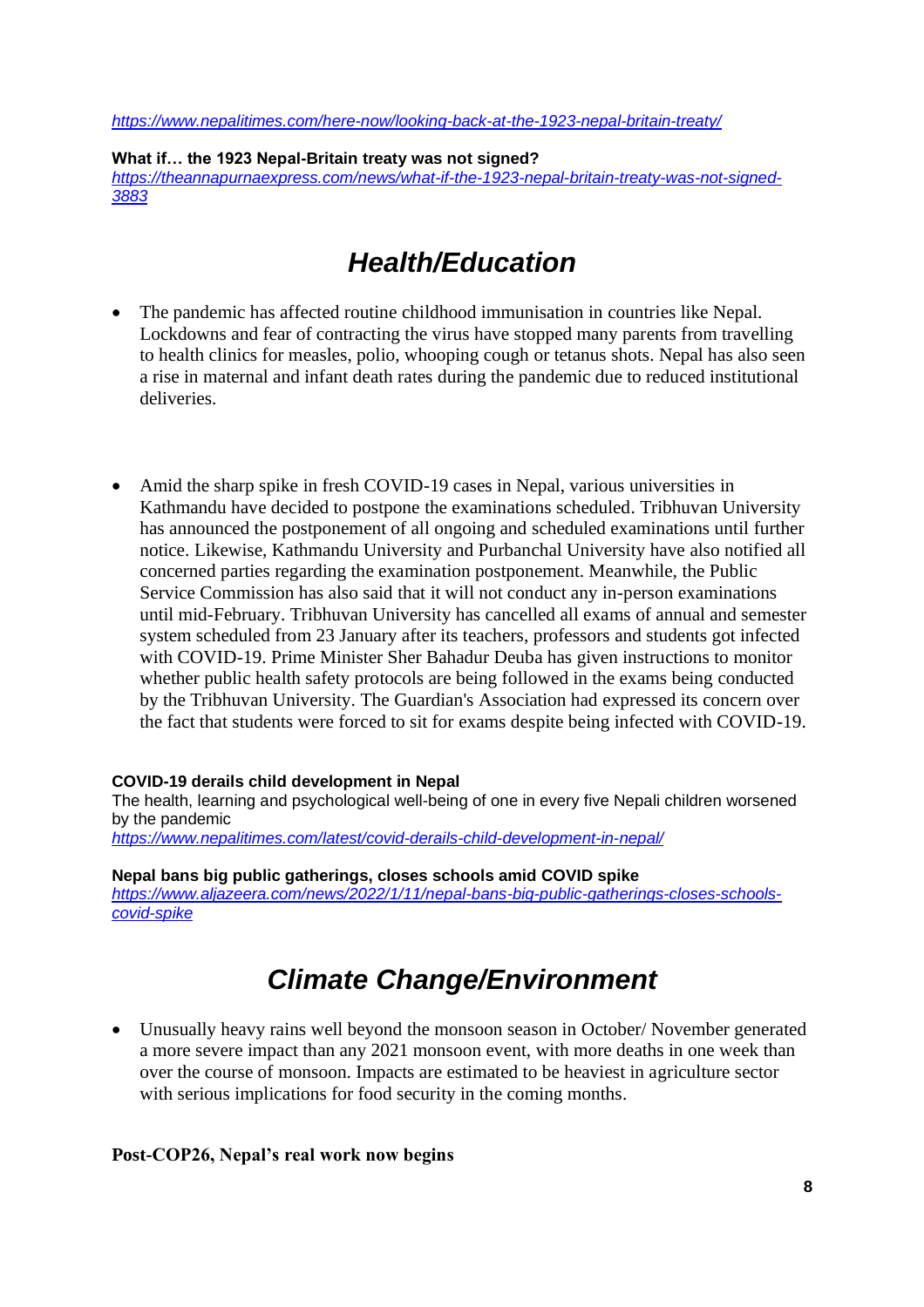https://www.nepalitimes.com/here-now/looking-back-at-the-1923-nepal-britain-treaty/

**What if… the 1923 Nepal-Britain treaty was not signed?**
https://theannapurnaexpress.com/news/what-if-the-1923-nepal-britain-treaty-was-not-signed-3883

# *Health/Education*

- The pandemic has affected routine childhood immunisation in countries like Nepal. Lockdowns and fear of contracting the virus have stopped many parents from travelling to health clinics for measles, polio, whooping cough or tetanus shots. Nepal has also seen a rise in maternal and infant death rates during the pandemic due to reduced institutional deliveries.

- Amid the sharp spike in fresh COVID-19 cases in Nepal, various universities in Kathmandu have decided to postpone the examinations scheduled. Tribhuvan University has announced the postponement of all ongoing and scheduled examinations until further notice. Likewise, Kathmandu University and Purbanchal University have also notified all concerned parties regarding the examination postponement. Meanwhile, the Public Service Commission has also said that it will not conduct any in-person examinations until mid-February. Tribhuvan University has cancelled all exams of annual and semester system scheduled from 23 January after its teachers, professors and students got infected with COVID-19. Prime Minister Sher Bahadur Deuba has given instructions to monitor whether public health safety protocols are being followed in the exams being conducted by the Tribhuvan University. The Guardian's Association had expressed its concern over the fact that students were forced to sit for exams despite being infected with COVID-19.

**COVID-19 derails child development in Nepal**
The health, learning and psychological well-being of one in every five Nepali children worsened by the pandemic
https://www.nepalitimes.com/latest/covid-derails-child-development-in-nepal/

**Nepal bans big public gatherings, closes schools amid COVID spike**
https://www.aljazeera.com/news/2022/1/11/nepal-bans-big-public-gatherings-closes-schools-covid-spike

# *Climate Change/Environment*

- Unusually heavy rains well beyond the monsoon season in October/ November generated a more severe impact than any 2021 monsoon event, with more deaths in one week than over the course of monsoon. Impacts are estimated to be heaviest in agriculture sector with serious implications for food security in the coming months.

**Post-COP26, Nepal's real work now begins**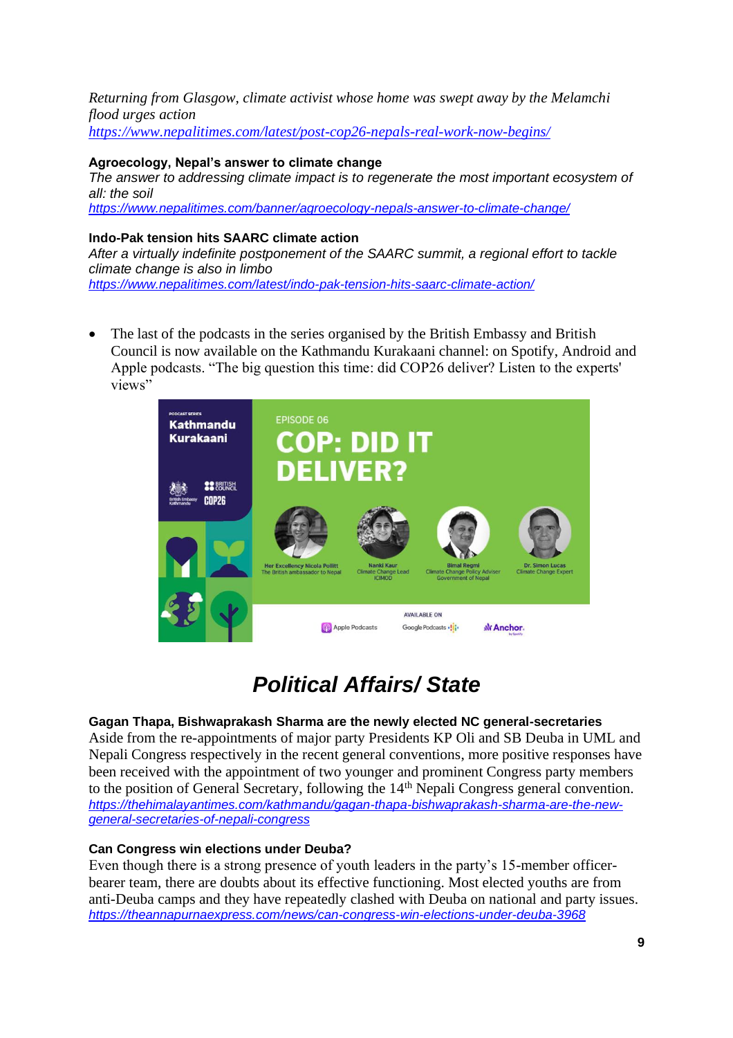*Returning from Glasgow, climate activist whose home was swept away by the Melamchi flood urges action*
https://www.nepalitimes.com/latest/post-cop26-nepals-real-work-now-begins/

**Agroecology, Nepal's answer to climate change**
*The answer to addressing climate impact is to regenerate the most important ecosystem of all: the soil*
https://www.nepalitimes.com/banner/agroecology-nepals-answer-to-climate-change/

**Indo-Pak tension hits SAARC climate action**
*After a virtually indefinite postponement of the SAARC summit, a regional effort to tackle climate change is also in limbo*
https://www.nepalitimes.com/latest/indo-pak-tension-hits-saarc-climate-action/

- The last of the podcasts in the series organised by the British Embassy and British Council is now available on the Kathmandu Kurakaani channel: on Spotify, Android and Apple podcasts. "The big question this time: did COP26 deliver? Listen to the experts' views"

## *Political Affairs/ State*

**Gagan Thapa, Bishwaprakash Sharma are the newly elected NC general-secretaries**
Aside from the re-appointments of major party Presidents KP Oli and SB Deuba in UML and Nepali Congress respectively in the recent general conventions, more positive responses have been received with the appointment of two younger and prominent Congress party members to the position of General Secretary, following the 14th Nepali Congress general convention.
https://thehimalayantimes.com/kathmandu/gagan-thapa-bishwaprakash-sharma-are-the-new-general-secretaries-of-nepali-congress

**Can Congress win elections under Deuba?**
Even though there is a strong presence of youth leaders in the party's 15-member officer-bearer team, there are doubts about its effective functioning. Most elected youths are from anti-Deuba camps and they have repeatedly clashed with Deuba on national and party issues.
https://theannapurnaexpress.com/news/can-congress-win-elections-under-deuba-3968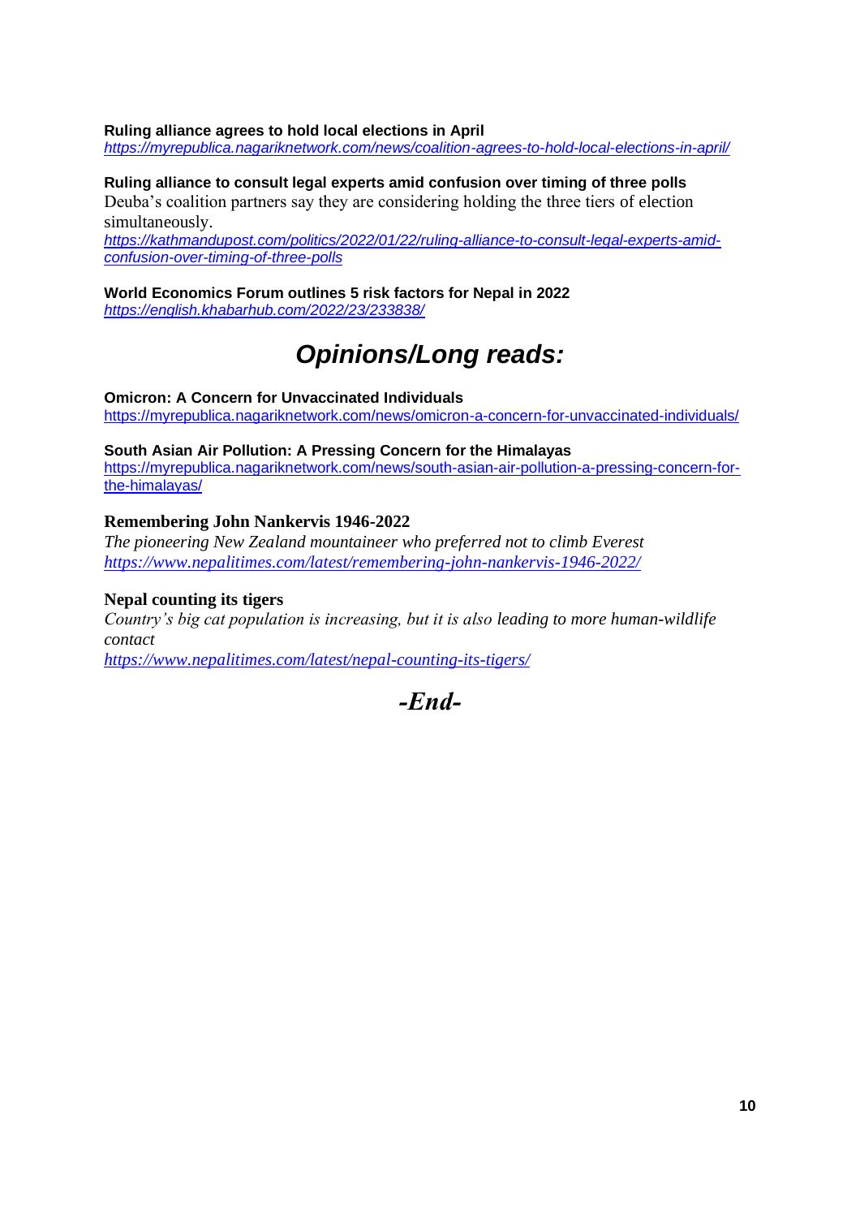**Ruling alliance agrees to hold local elections in April**
*https://myrepublica.nagariknetwork.com/news/coalition-agrees-to-hold-local-elections-in-april/*

**Ruling alliance to consult legal experts amid confusion over timing of three polls**
Deuba's coalition partners say they are considering holding the three tiers of election simultaneously.
*https://kathmandupost.com/politics/2022/01/22/ruling-alliance-to-consult-legal-experts-amid-confusion-over-timing-of-three-polls*

**World Economics Forum outlines 5 risk factors for Nepal in 2022**
*https://english.khabarhub.com/2022/23/233838/*

# *Opinions/Long reads:*

**Omicron: A Concern for Unvaccinated Individuals**
https://myrepublica.nagariknetwork.com/news/omicron-a-concern-for-unvaccinated-individuals/

**South Asian Air Pollution: A Pressing Concern for the Himalayas**
https://myrepublica.nagariknetwork.com/news/south-asian-air-pollution-a-pressing-concern-for-the-himalayas/

**Remembering John Nankervis 1946-2022**
*The pioneering New Zealand mountaineer who preferred not to climb Everest*
*https://www.nepalitimes.com/latest/remembering-john-nankervis-1946-2022/*

**Nepal counting its tigers**
*Country's big cat population is increasing, but it is also leading to more human-wildlife contact*
*https://www.nepalitimes.com/latest/nepal-counting-its-tigers/*

***-End-***